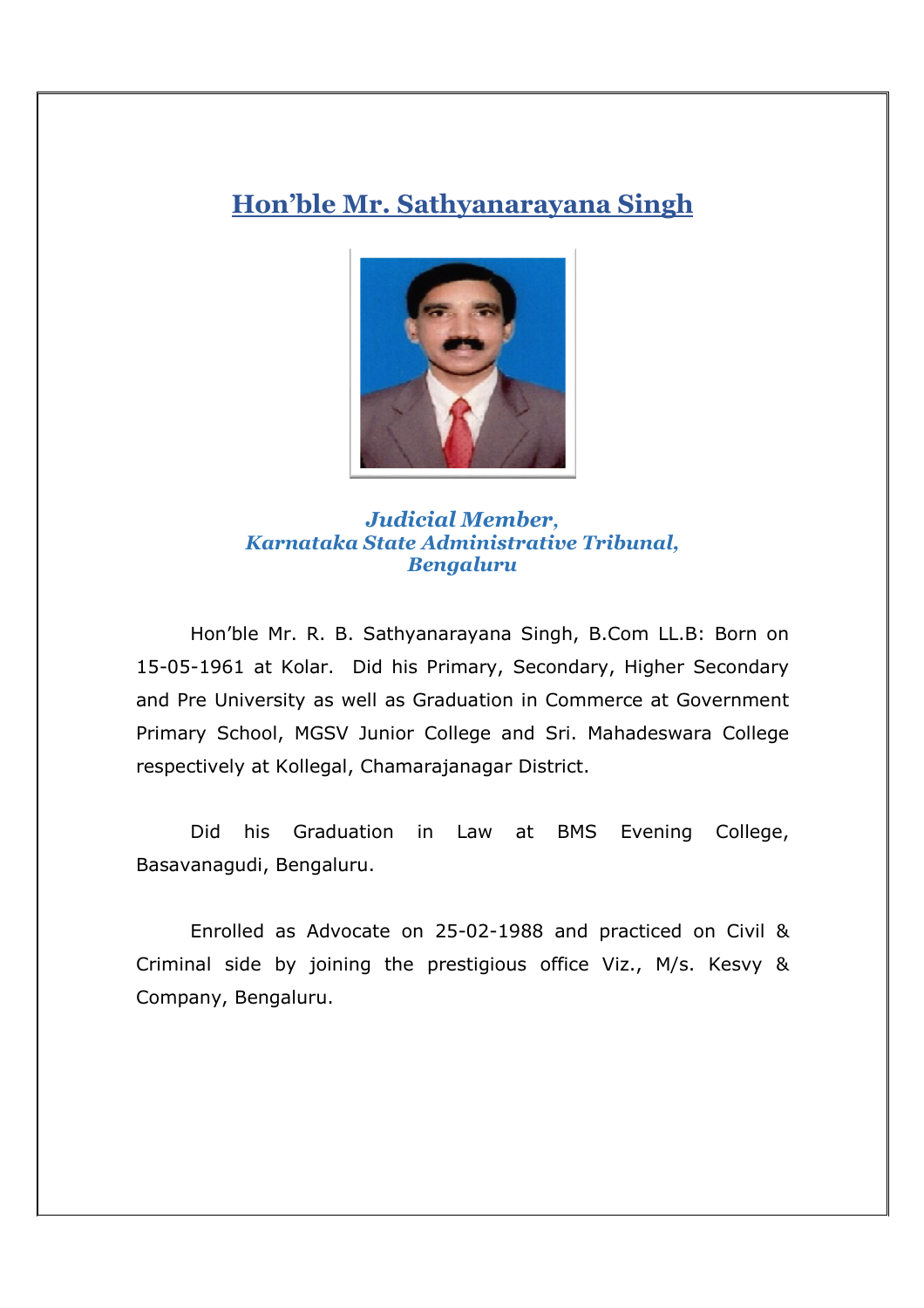# Hon'ble Mr. Sathyanarayana Singh

***Judicial Member,***
***Karnataka State Administrative Tribunal,***
***Bengaluru***

Hon'ble Mr. R. B. Sathyanarayana Singh, B.Com LL.B: Born on 15-05-1961 at Kolar. Did his Primary, Secondary, Higher Secondary and Pre University as well as Graduation in Commerce at Government Primary School, MGSV Junior College and Sri. Mahadeswara College respectively at Kollegal, Chamarajanagar District.

Did his Graduation in Law at BMS Evening College, Basavanagudi, Bengaluru.

Enrolled as Advocate on 25-02-1988 and practiced on Civil & Criminal side by joining the prestigious office Viz., M/s. Kesvy & Company, Bengaluru.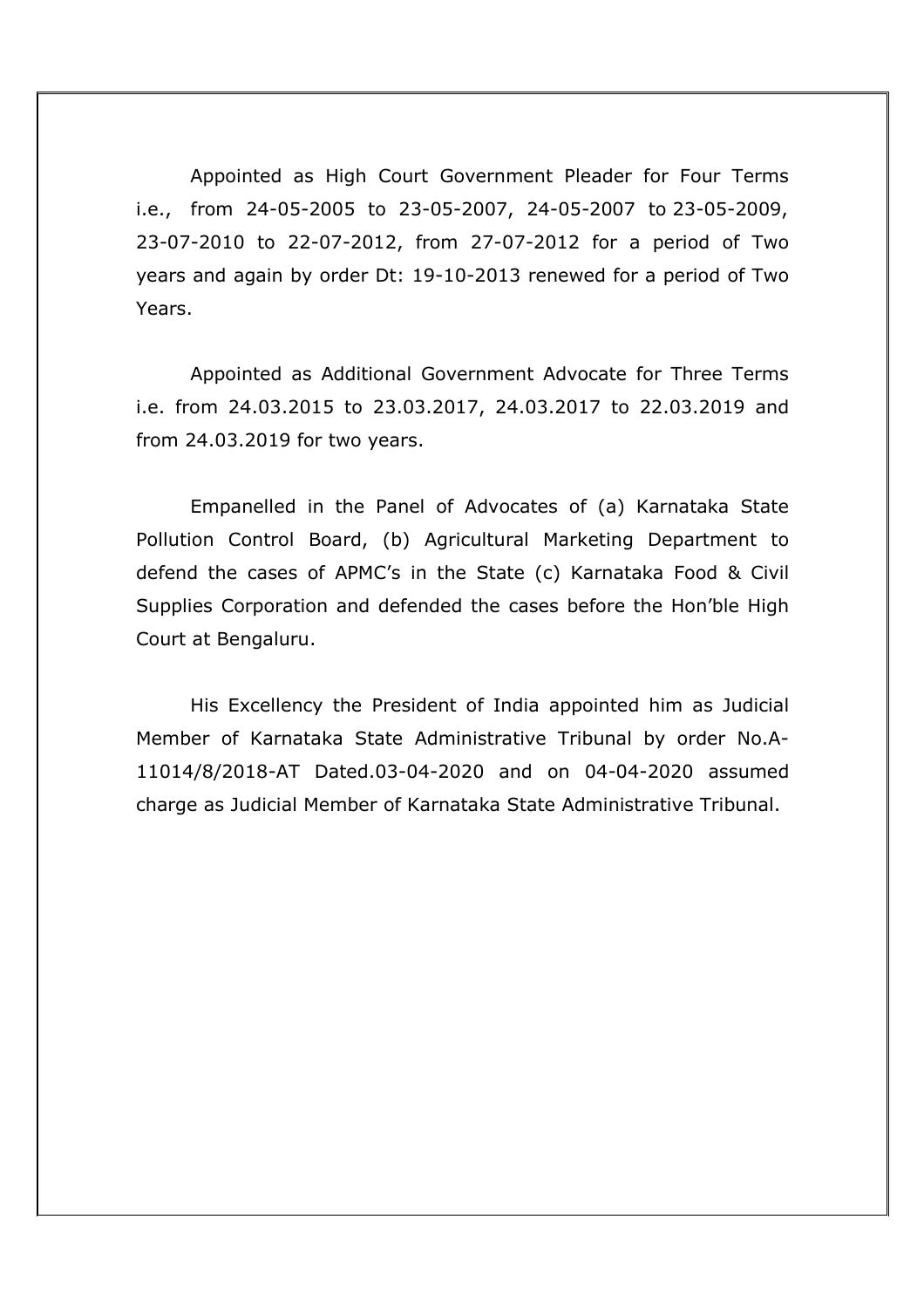Appointed as High Court Government Pleader for Four Terms i.e., from 24-05-2005 to 23-05-2007, 24-05-2007 to 23-05-2009, 23-07-2010 to 22-07-2012, from 27-07-2012 for a period of Two years and again by order Dt: 19-10-2013 renewed for a period of Two Years.

Appointed as Additional Government Advocate for Three Terms i.e. from 24.03.2015 to 23.03.2017, 24.03.2017 to 22.03.2019 and from 24.03.2019 for two years.

Empanelled in the Panel of Advocates of (a) Karnataka State Pollution Control Board, (b) Agricultural Marketing Department to defend the cases of APMC's in the State (c) Karnataka Food & Civil Supplies Corporation and defended the cases before the Hon'ble High Court at Bengaluru.

His Excellency the President of India appointed him as Judicial Member of Karnataka State Administrative Tribunal by order No.A-11014/8/2018-AT Dated.03-04-2020 and on 04-04-2020 assumed charge as Judicial Member of Karnataka State Administrative Tribunal.